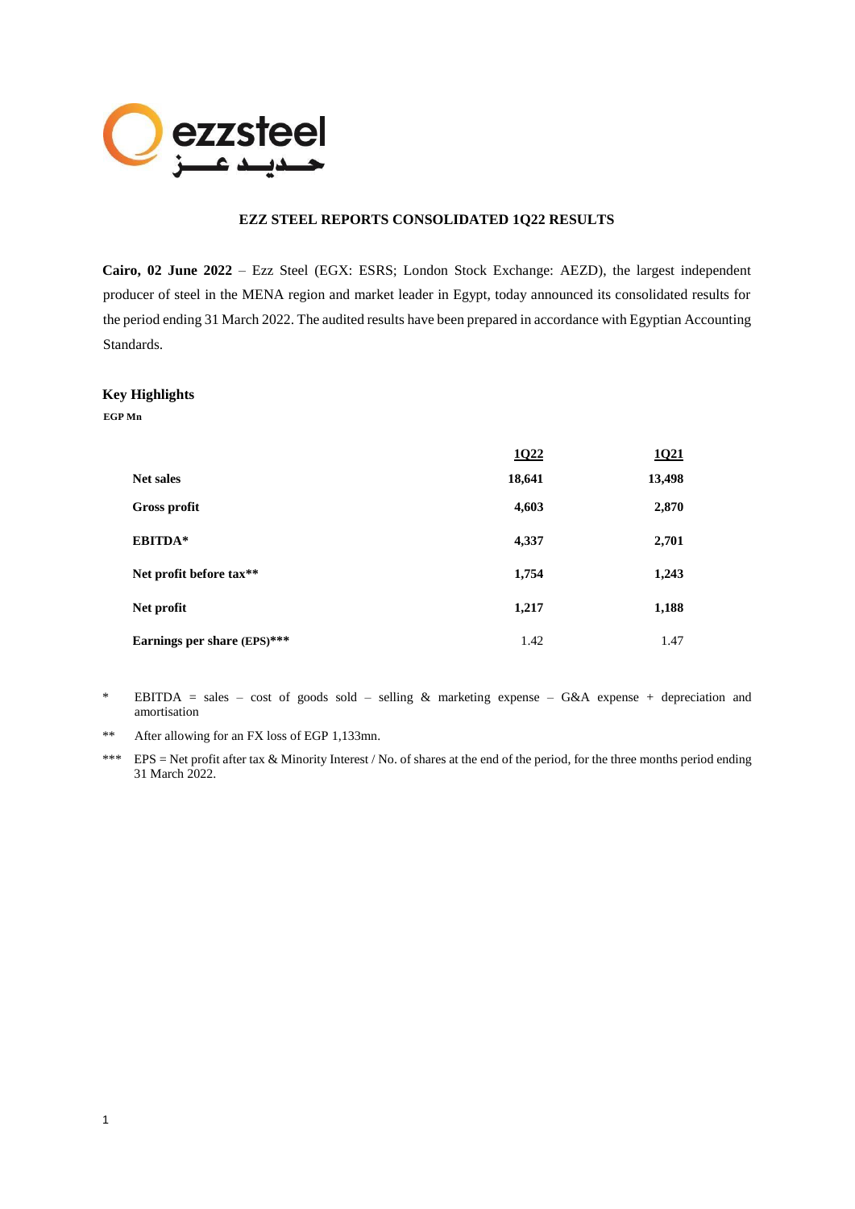# EZZ STEEL REPORTS CONSOLIDATED 1Q22 RESULTS

**Cairo, 02 June 2022** – Ezz Steel (EGX: ESRS; London Stock Exchange: AEZD), the largest independent producer of steel in the MENA region and market leader in Egypt, today announced its consolidated results for the period ending 31 March 2022. The audited results have been prepared in accordance with Egyptian Accounting Standards.

## Key Highlights

**EGP Mn**

| | 1Q22 | 1Q21 |
|---|---|---|
| **Net sales** | **18,641** | **13,498** |
| **Gross profit** | **4,603** | **2,870** |
| **EBITDA*** | **4,337** | **2,701** |
| **Net profit before tax**** | **1,754** | **1,243** |
| **Net profit** | **1,217** | **1,188** |
| **Earnings per share (EPS)***** | 1.42 | 1.47 |

\* EBITDA = sales – cost of goods sold – selling & marketing expense – G&A expense + depreciation and amortisation

\** After allowing for an FX loss of EGP 1,133mn.

\*** EPS = Net profit after tax & Minority Interest / No. of shares at the end of the period, for the three months period ending 31 March 2022.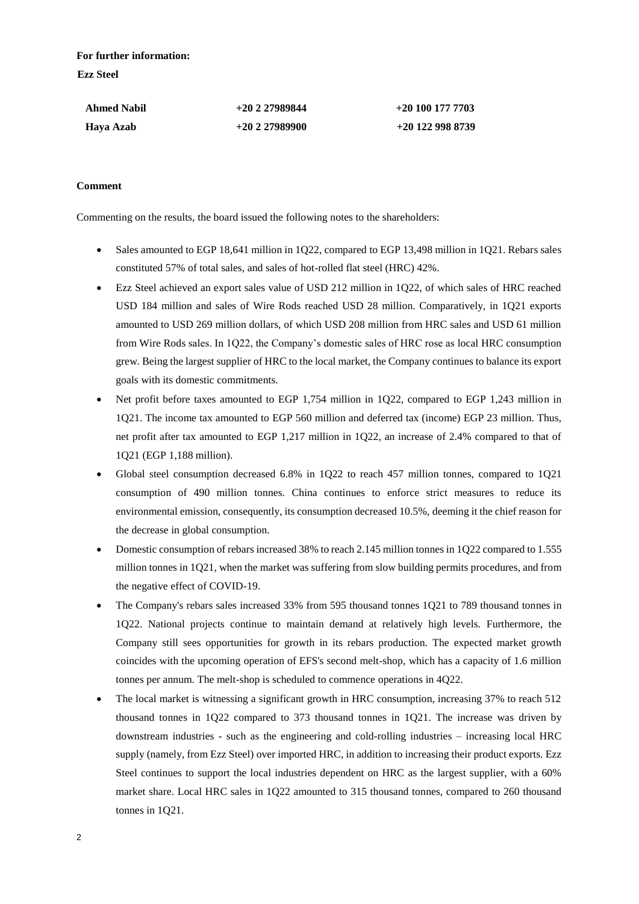**For further information:**

**Ezz Steel**

| | | |
|---|---|---|
| **Ahmed Nabil** | **+20 2 27989844** | **+20 100 177 7703** |
| **Haya Azab** | **+20 2 27989900** | **+20 122 998 8739** |

**Comment**

Commenting on the results, the board issued the following notes to the shareholders:

- Sales amounted to EGP 18,641 million in 1Q22, compared to EGP 13,498 million in 1Q21. Rebars sales constituted 57% of total sales, and sales of hot-rolled flat steel (HRC) 42%.
- Ezz Steel achieved an export sales value of USD 212 million in 1Q22, of which sales of HRC reached USD 184 million and sales of Wire Rods reached USD 28 million. Comparatively, in 1Q21 exports amounted to USD 269 million dollars, of which USD 208 million from HRC sales and USD 61 million from Wire Rods sales. In 1Q22, the Company's domestic sales of HRC rose as local HRC consumption grew. Being the largest supplier of HRC to the local market, the Company continues to balance its export goals with its domestic commitments.
- Net profit before taxes amounted to EGP 1,754 million in 1Q22, compared to EGP 1,243 million in 1Q21. The income tax amounted to EGP 560 million and deferred tax (income) EGP 23 million. Thus, net profit after tax amounted to EGP 1,217 million in 1Q22, an increase of 2.4% compared to that of 1Q21 (EGP 1,188 million).
- Global steel consumption decreased 6.8% in 1Q22 to reach 457 million tonnes, compared to 1Q21 consumption of 490 million tonnes. China continues to enforce strict measures to reduce its environmental emission, consequently, its consumption decreased 10.5%, deeming it the chief reason for the decrease in global consumption.
- Domestic consumption of rebars increased 38% to reach 2.145 million tonnes in 1Q22 compared to 1.555 million tonnes in 1Q21, when the market was suffering from slow building permits procedures, and from the negative effect of COVID-19.
- The Company's rebars sales increased 33% from 595 thousand tonnes 1Q21 to 789 thousand tonnes in 1Q22. National projects continue to maintain demand at relatively high levels. Furthermore, the Company still sees opportunities for growth in its rebars production. The expected market growth coincides with the upcoming operation of EFS's second melt-shop, which has a capacity of 1.6 million tonnes per annum. The melt-shop is scheduled to commence operations in 4Q22.
- The local market is witnessing a significant growth in HRC consumption, increasing 37% to reach 512 thousand tonnes in 1Q22 compared to 373 thousand tonnes in 1Q21. The increase was driven by downstream industries - such as the engineering and cold-rolling industries – increasing local HRC supply (namely, from Ezz Steel) over imported HRC, in addition to increasing their product exports. Ezz Steel continues to support the local industries dependent on HRC as the largest supplier, with a 60% market share. Local HRC sales in 1Q22 amounted to 315 thousand tonnes, compared to 260 thousand tonnes in 1Q21.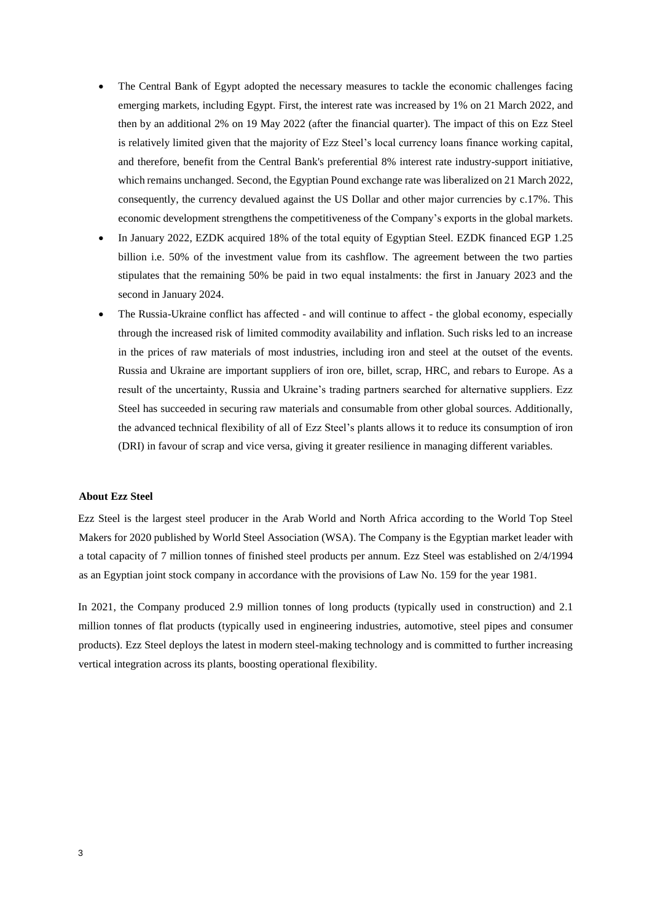- The Central Bank of Egypt adopted the necessary measures to tackle the economic challenges facing emerging markets, including Egypt. First, the interest rate was increased by 1% on 21 March 2022, and then by an additional 2% on 19 May 2022 (after the financial quarter). The impact of this on Ezz Steel is relatively limited given that the majority of Ezz Steel's local currency loans finance working capital, and therefore, benefit from the Central Bank's preferential 8% interest rate industry-support initiative, which remains unchanged. Second, the Egyptian Pound exchange rate was liberalized on 21 March 2022, consequently, the currency devalued against the US Dollar and other major currencies by c.17%. This economic development strengthens the competitiveness of the Company's exports in the global markets.
- In January 2022, EZDK acquired 18% of the total equity of Egyptian Steel. EZDK financed EGP 1.25 billion i.e. 50% of the investment value from its cashflow. The agreement between the two parties stipulates that the remaining 50% be paid in two equal instalments: the first in January 2023 and the second in January 2024.
- The Russia-Ukraine conflict has affected - and will continue to affect - the global economy, especially through the increased risk of limited commodity availability and inflation. Such risks led to an increase in the prices of raw materials of most industries, including iron and steel at the outset of the events. Russia and Ukraine are important suppliers of iron ore, billet, scrap, HRC, and rebars to Europe. As a result of the uncertainty, Russia and Ukraine's trading partners searched for alternative suppliers. Ezz Steel has succeeded in securing raw materials and consumable from other global sources. Additionally, the advanced technical flexibility of all of Ezz Steel's plants allows it to reduce its consumption of iron (DRI) in favour of scrap and vice versa, giving it greater resilience in managing different variables.

**About Ezz Steel**

Ezz Steel is the largest steel producer in the Arab World and North Africa according to the World Top Steel Makers for 2020 published by World Steel Association (WSA). The Company is the Egyptian market leader with a total capacity of 7 million tonnes of finished steel products per annum. Ezz Steel was established on 2/4/1994 as an Egyptian joint stock company in accordance with the provisions of Law No. 159 for the year 1981.

In 2021, the Company produced 2.9 million tonnes of long products (typically used in construction) and 2.1 million tonnes of flat products (typically used in engineering industries, automotive, steel pipes and consumer products). Ezz Steel deploys the latest in modern steel-making technology and is committed to further increasing vertical integration across its plants, boosting operational flexibility.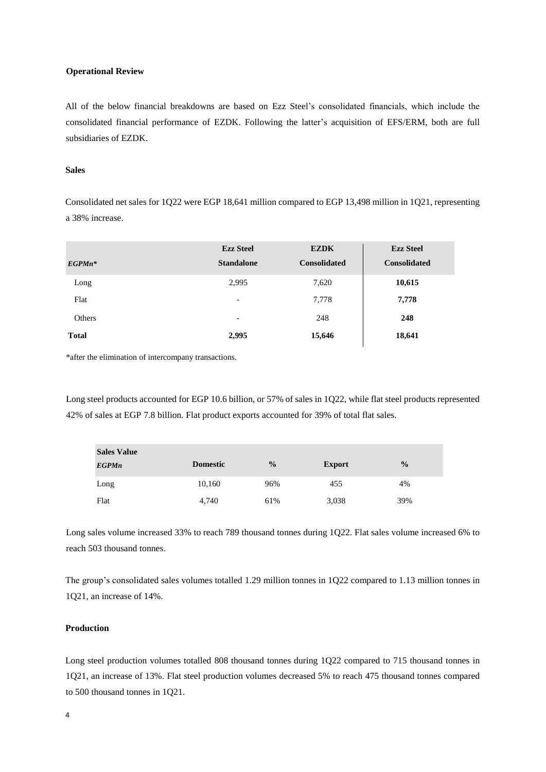## Operational Review

All of the below financial breakdowns are based on Ezz Steel's consolidated financials, which include the consolidated financial performance of EZDK. Following the latter's acquisition of EFS/ERM, both are full subsidiaries of EZDK.

### Sales

Consolidated net sales for 1Q22 were EGP 18,641 million compared to EGP 13,498 million in 1Q21, representing a 38% increase.

| *EGPMn** | Ezz Steel Standalone | EZDK Consolidated | Ezz Steel Consolidated |
|---|---|---|---|
| Long | 2,995 | 7,620 | **10,615** |
| Flat | - | 7,778 | **7,778** |
| Others | - | 248 | **248** |
| **Total** | **2,995** | **15,646** | **18,641** |

*after the elimination of intercompany transactions.

Long steel products accounted for EGP 10.6 billion, or 57% of sales in 1Q22, while flat steel products represented 42% of sales at EGP 7.8 billion. Flat product exports accounted for 39% of total flat sales.

| **Sales Value** *EGPMn* | Domestic | % | Export | % |
|---|---|---|---|---|
| Long | 10,160 | 96% | 455 | 4% |
| Flat | 4,740 | 61% | 3,038 | 39% |

Long sales volume increased 33% to reach 789 thousand tonnes during 1Q22. Flat sales volume increased 6% to reach 503 thousand tonnes.

The group's consolidated sales volumes totalled 1.29 million tonnes in 1Q22 compared to 1.13 million tonnes in 1Q21, an increase of 14%.

### Production

Long steel production volumes totalled 808 thousand tonnes during 1Q22 compared to 715 thousand tonnes in 1Q21, an increase of 13%. Flat steel production volumes decreased 5% to reach 475 thousand tonnes compared to 500 thousand tonnes in 1Q21.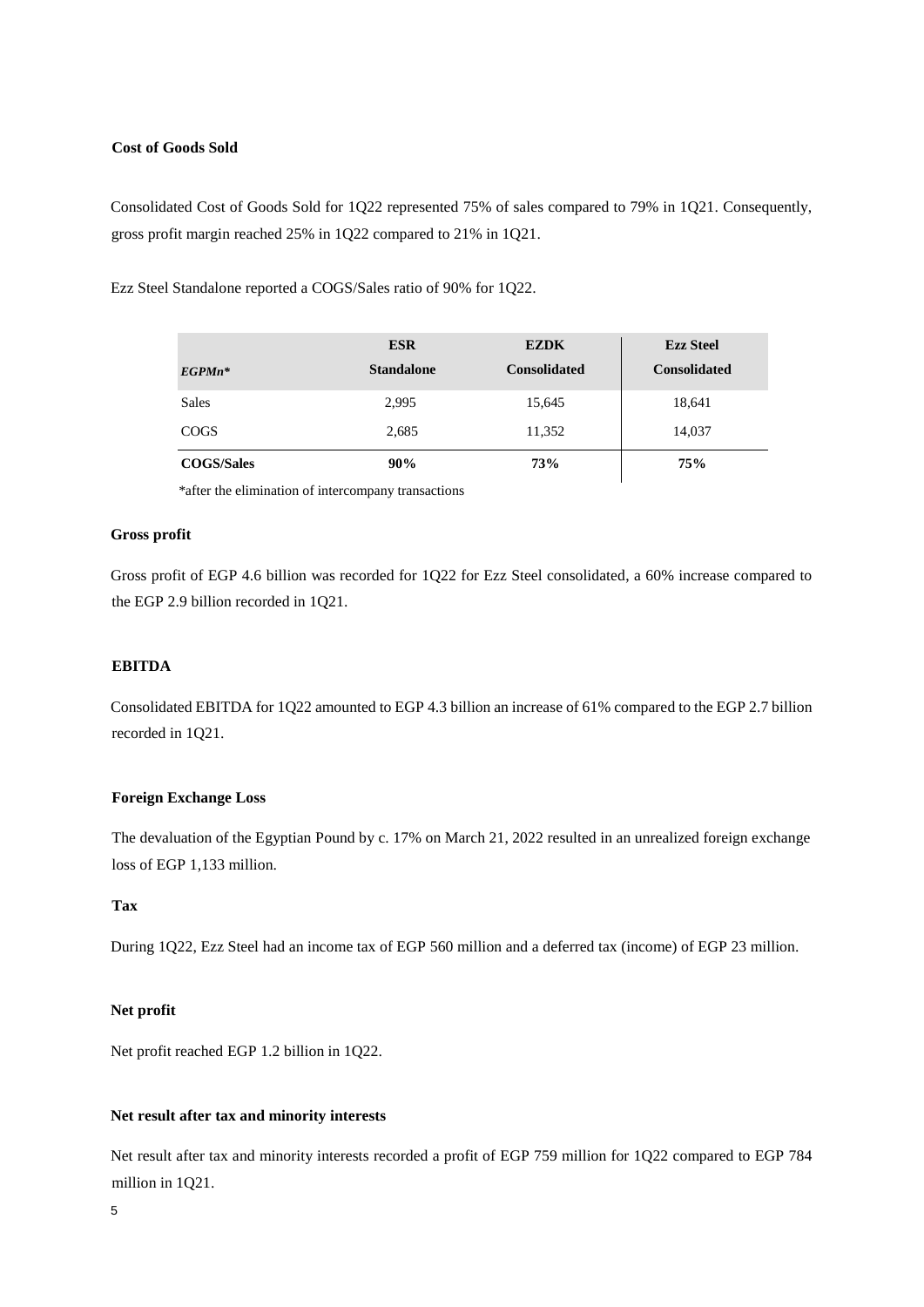### Cost of Goods Sold

Consolidated Cost of Goods Sold for 1Q22 represented 75% of sales compared to 79% in 1Q21. Consequently, gross profit margin reached 25% in 1Q22 compared to 21% in 1Q21.

Ezz Steel Standalone reported a COGS/Sales ratio of 90% for 1Q22.

| *EGPMn** | ESR Standalone | EZDK Consolidated | Ezz Steel Consolidated |
|---|---|---|---|
| Sales | 2,995 | 15,645 | 18,641 |
| COGS | 2,685 | 11,352 | 14,037 |
| **COGS/Sales** | **90%** | **73%** | **75%** |

*after the elimination of intercompany transactions

### Gross profit

Gross profit of EGP 4.6 billion was recorded for 1Q22 for Ezz Steel consolidated, a 60% increase compared to the EGP 2.9 billion recorded in 1Q21.

### EBITDA

Consolidated EBITDA for 1Q22 amounted to EGP 4.3 billion an increase of 61% compared to the EGP 2.7 billion recorded in 1Q21.

### Foreign Exchange Loss

The devaluation of the Egyptian Pound by c. 17% on March 21, 2022 resulted in an unrealized foreign exchange loss of EGP 1,133 million.

### Tax

During 1Q22, Ezz Steel had an income tax of EGP 560 million and a deferred tax (income) of EGP 23 million.

### Net profit

Net profit reached EGP 1.2 billion in 1Q22.

### Net result after tax and minority interests

Net result after tax and minority interests recorded a profit of EGP 759 million for 1Q22 compared to EGP 784 million in 1Q21.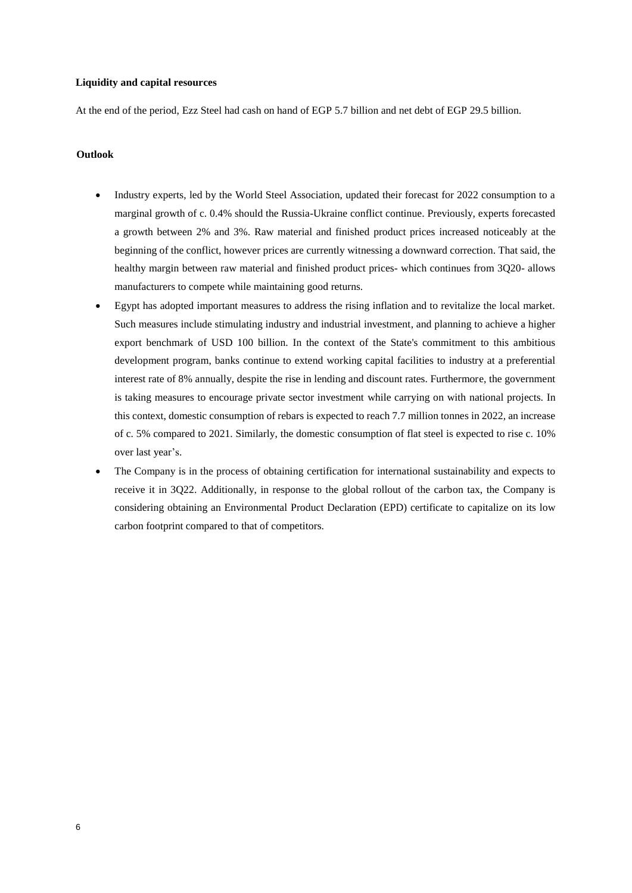**Liquidity and capital resources**

At the end of the period, Ezz Steel had cash on hand of EGP 5.7 billion and net debt of EGP 29.5 billion.

**Outlook**

- Industry experts, led by the World Steel Association, updated their forecast for 2022 consumption to a marginal growth of c. 0.4% should the Russia-Ukraine conflict continue. Previously, experts forecasted a growth between 2% and 3%. Raw material and finished product prices increased noticeably at the beginning of the conflict, however prices are currently witnessing a downward correction. That said, the healthy margin between raw material and finished product prices- which continues from 3Q20- allows manufacturers to compete while maintaining good returns.
- Egypt has adopted important measures to address the rising inflation and to revitalize the local market. Such measures include stimulating industry and industrial investment, and planning to achieve a higher export benchmark of USD 100 billion. In the context of the State's commitment to this ambitious development program, banks continue to extend working capital facilities to industry at a preferential interest rate of 8% annually, despite the rise in lending and discount rates. Furthermore, the government is taking measures to encourage private sector investment while carrying on with national projects. In this context, domestic consumption of rebars is expected to reach 7.7 million tonnes in 2022, an increase of c. 5% compared to 2021. Similarly, the domestic consumption of flat steel is expected to rise c. 10% over last year's.
- The Company is in the process of obtaining certification for international sustainability and expects to receive it in 3Q22. Additionally, in response to the global rollout of the carbon tax, the Company is considering obtaining an Environmental Product Declaration (EPD) certificate to capitalize on its low carbon footprint compared to that of competitors.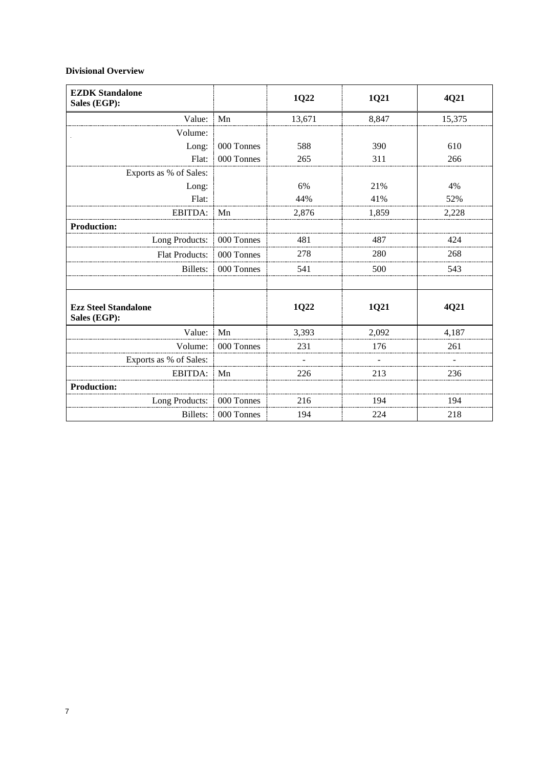**Divisional Overview**

| EZDK Standalone Sales (EGP): | | 1Q22 | 1Q21 | 4Q21 |
|---|---|---|---|---|
| Value: | Mn | 13,671 | 8,847 | 15,375 |
| Volume: | | | | |
| Long: | 000 Tonnes | 588 | 390 | 610 |
| Flat: | 000 Tonnes | 265 | 311 | 266 |
| Exports as % of Sales: | | | | |
| Long: | | 6% | 21% | 4% |
| Flat: | | 44% | 41% | 52% |
| EBITDA: | Mn | 2,876 | 1,859 | 2,228 |
| **Production:** | | | | |
| Long Products: | 000 Tonnes | 481 | 487 | 424 |
| Flat Products: | 000 Tonnes | 278 | 280 | 268 |
| Billets: | 000 Tonnes | 541 | 500 | 543 |

| Ezz Steel Standalone Sales (EGP): | | 1Q22 | 1Q21 | 4Q21 |
|---|---|---|---|---|
| Value: | Mn | 3,393 | 2,092 | 4,187 |
| Volume: | 000 Tonnes | 231 | 176 | 261 |
| Exports as % of Sales: | | - | - | - |
| EBITDA: | Mn | 226 | 213 | 236 |
| **Production:** | | | | |
| Long Products: | 000 Tonnes | 216 | 194 | 194 |
| Billets: | 000 Tonnes | 194 | 224 | 218 |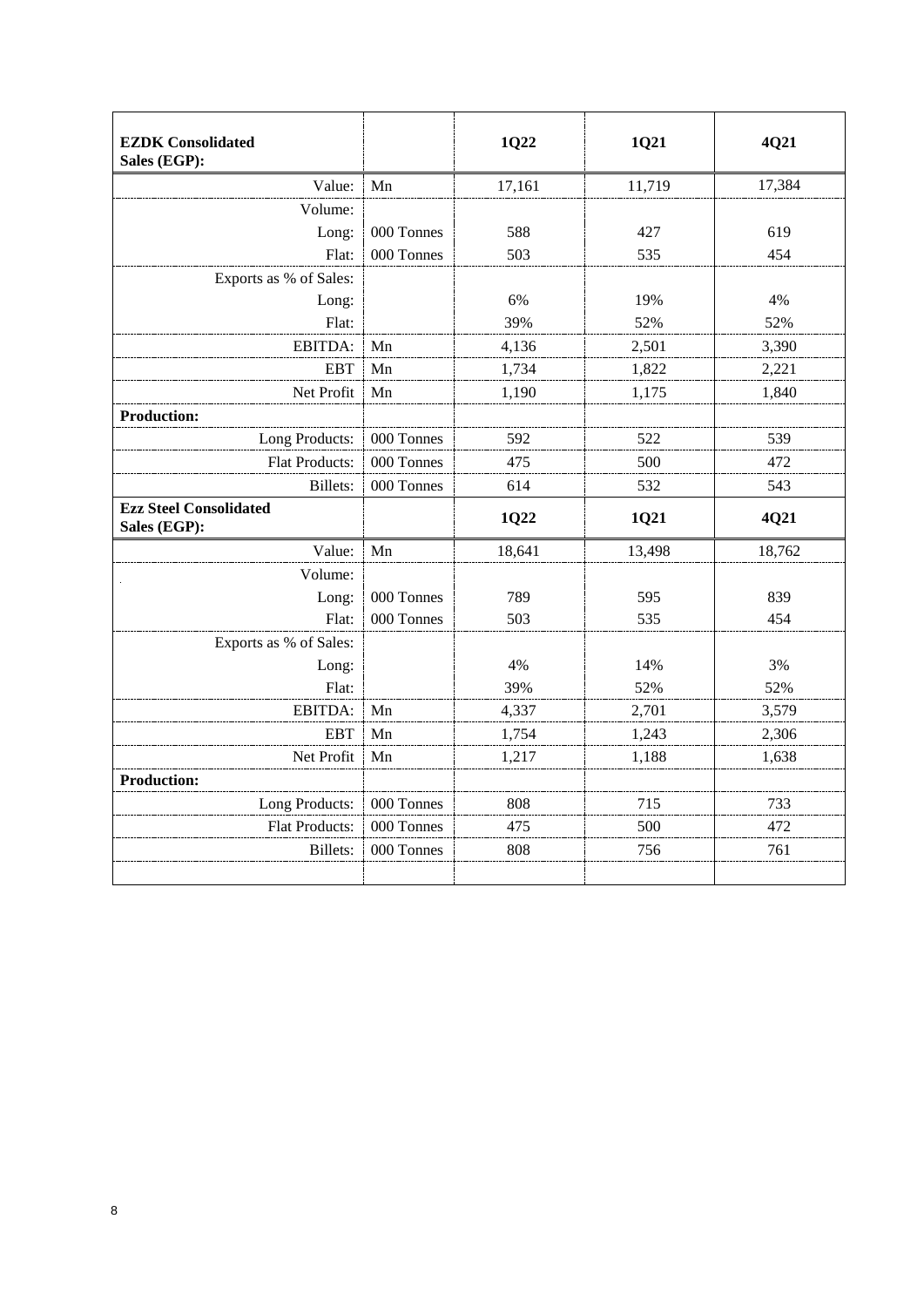| **EZDK Consolidated Sales (EGP):** | | **1Q22** | **1Q21** | **4Q21** |
|---|---|---|---|---|
| Value: | Mn | 17,161 | 11,719 | 17,384 |
| Volume: | | | | |
| Long: | 000 Tonnes | 588 | 427 | 619 |
| Flat: | 000 Tonnes | 503 | 535 | 454 |
| Exports as % of Sales: | | | | |
| Long: | | 6% | 19% | 4% |
| Flat: | | 39% | 52% | 52% |
| EBITDA: | Mn | 4,136 | 2,501 | 3,390 |
| EBT | Mn | 1,734 | 1,822 | 2,221 |
| Net Profit | Mn | 1,190 | 1,175 | 1,840 |
| **Production:** | | | | |
| Long Products: | 000 Tonnes | 592 | 522 | 539 |
| Flat Products: | 000 Tonnes | 475 | 500 | 472 |
| Billets: | 000 Tonnes | 614 | 532 | 543 |
| **Ezz Steel Consolidated Sales (EGP):** | | **1Q22** | **1Q21** | **4Q21** |
| Value: | Mn | 18,641 | 13,498 | 18,762 |
| Volume: | | | | |
| Long: | 000 Tonnes | 789 | 595 | 839 |
| Flat: | 000 Tonnes | 503 | 535 | 454 |
| Exports as % of Sales: | | | | |
| Long: | | 4% | 14% | 3% |
| Flat: | | 39% | 52% | 52% |
| EBITDA: | Mn | 4,337 | 2,701 | 3,579 |
| EBT | Mn | 1,754 | 1,243 | 2,306 |
| Net Profit | Mn | 1,217 | 1,188 | 1,638 |
| **Production:** | | | | |
| Long Products: | 000 Tonnes | 808 | 715 | 733 |
| Flat Products: | 000 Tonnes | 475 | 500 | 472 |
| Billets: | 000 Tonnes | 808 | 756 | 761 |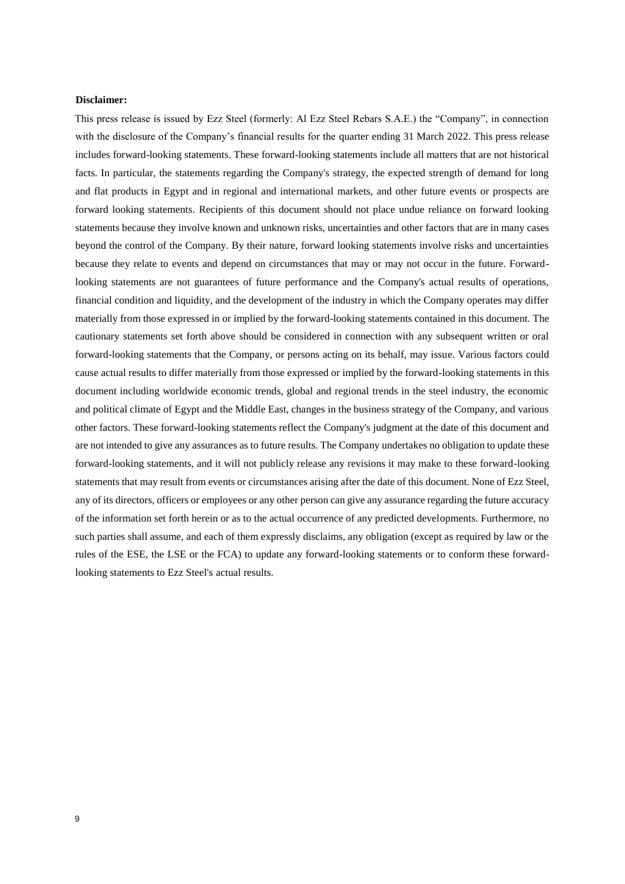**Disclaimer:**

This press release is issued by Ezz Steel (formerly: Al Ezz Steel Rebars S.A.E.) the "Company", in connection with the disclosure of the Company's financial results for the quarter ending 31 March 2022. This press release includes forward-looking statements. These forward-looking statements include all matters that are not historical facts. In particular, the statements regarding the Company's strategy, the expected strength of demand for long and flat products in Egypt and in regional and international markets, and other future events or prospects are forward looking statements. Recipients of this document should not place undue reliance on forward looking statements because they involve known and unknown risks, uncertainties and other factors that are in many cases beyond the control of the Company. By their nature, forward looking statements involve risks and uncertainties because they relate to events and depend on circumstances that may or may not occur in the future. Forward-looking statements are not guarantees of future performance and the Company's actual results of operations, financial condition and liquidity, and the development of the industry in which the Company operates may differ materially from those expressed in or implied by the forward-looking statements contained in this document. The cautionary statements set forth above should be considered in connection with any subsequent written or oral forward-looking statements that the Company, or persons acting on its behalf, may issue. Various factors could cause actual results to differ materially from those expressed or implied by the forward-looking statements in this document including worldwide economic trends, global and regional trends in the steel industry, the economic and political climate of Egypt and the Middle East, changes in the business strategy of the Company, and various other factors. These forward-looking statements reflect the Company's judgment at the date of this document and are not intended to give any assurances as to future results. The Company undertakes no obligation to update these forward-looking statements, and it will not publicly release any revisions it may make to these forward-looking statements that may result from events or circumstances arising after the date of this document. None of Ezz Steel, any of its directors, officers or employees or any other person can give any assurance regarding the future accuracy of the information set forth herein or as to the actual occurrence of any predicted developments. Furthermore, no such parties shall assume, and each of them expressly disclaims, any obligation (except as required by law or the rules of the ESE, the LSE or the FCA) to update any forward-looking statements or to conform these forward-looking statements to Ezz Steel's actual results.